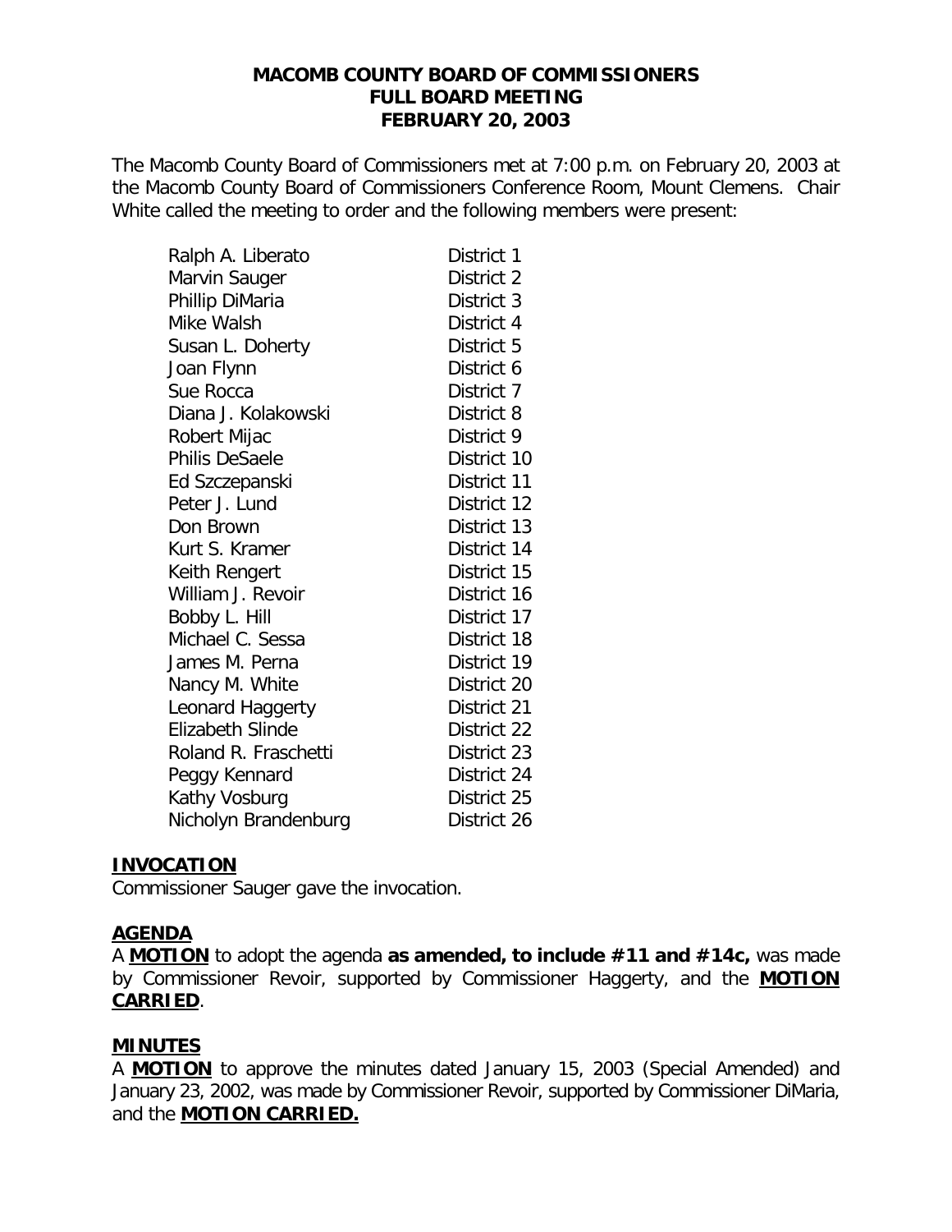# MACOMB COUNTY BOARD OF COMMISSIONERS
## FULL BOARD MEETING
## FEBRUARY 20, 2003

The Macomb County Board of Commissioners met at 7:00 p.m. on February 20, 2003 at the Macomb County Board of Commissioners Conference Room, Mount Clemens. Chair White called the meeting to order and the following members were present:

| | |
|---|---|
| Ralph A. Liberato | District 1 |
| Marvin Sauger | District 2 |
| Phillip DiMaria | District 3 |
| Mike Walsh | District 4 |
| Susan L. Doherty | District 5 |
| Joan Flynn | District 6 |
| Sue Rocca | District 7 |
| Diana J. Kolakowski | District 8 |
| Robert Mijac | District 9 |
| Philis DeSaele | District 10 |
| Ed Szczepanski | District 11 |
| Peter J. Lund | District 12 |
| Don Brown | District 13 |
| Kurt S. Kramer | District 14 |
| Keith Rengert | District 15 |
| William J. Revoir | District 16 |
| Bobby L. Hill | District 17 |
| Michael C. Sessa | District 18 |
| James M. Perna | District 19 |
| Nancy M. White | District 20 |
| Leonard Haggerty | District 21 |
| Elizabeth Slinde | District 22 |
| Roland R. Fraschetti | District 23 |
| Peggy Kennard | District 24 |
| Kathy Vosburg | District 25 |
| Nicholyn Brandenburg | District 26 |

**INVOCATION**

Commissioner Sauger gave the invocation.

**AGENDA**

A **MOTION** to adopt the agenda **as amended, to include #11 and #14c,** was made by Commissioner Revoir, supported by Commissioner Haggerty, and the **MOTION CARRIED**.

**MINUTES**

A **MOTION** to approve the minutes dated January 15, 2003 (Special Amended) and January 23, 2002, was made by Commissioner Revoir, supported by Commissioner DiMaria, and the **MOTION CARRIED.**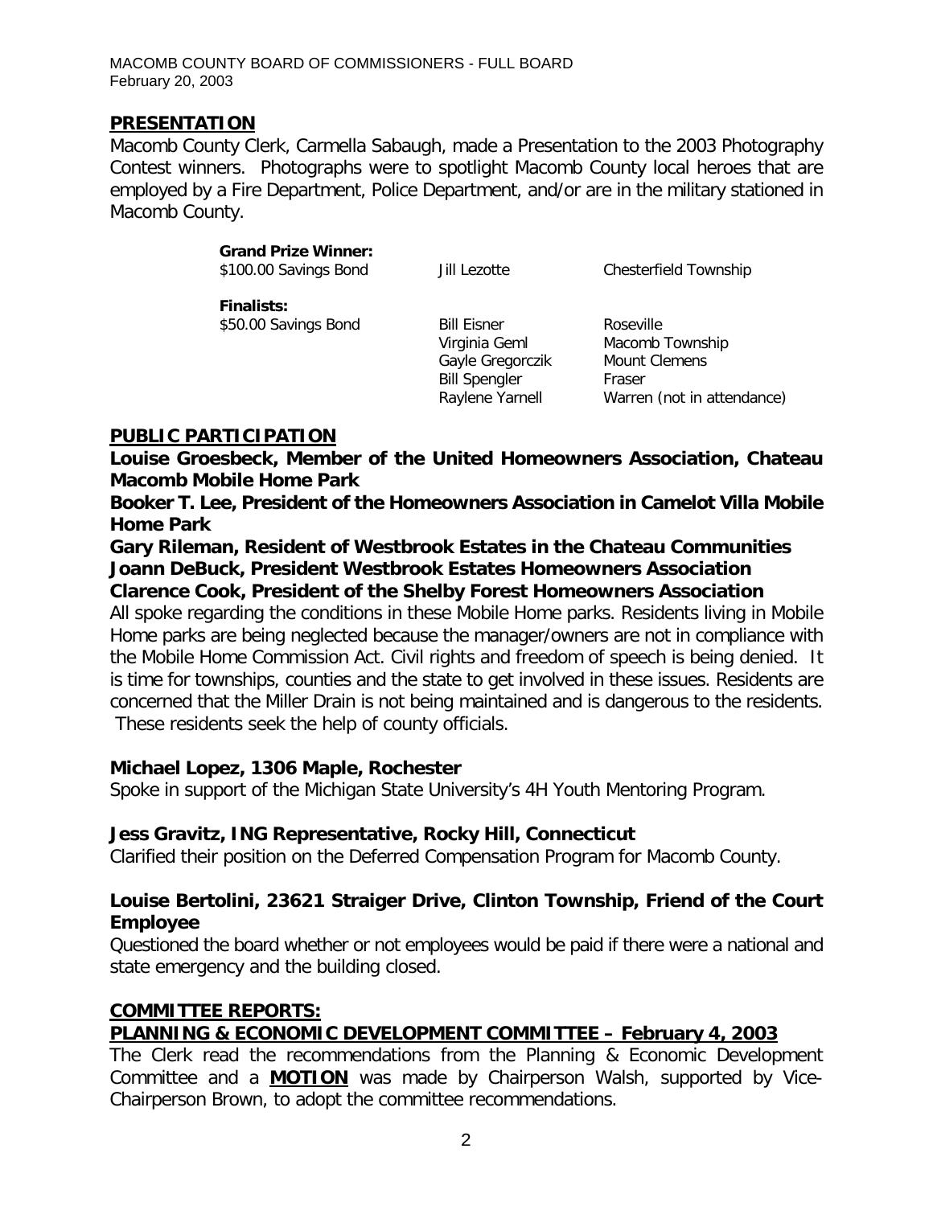## PRESENTATION

Macomb County Clerk, Carmella Sabaugh, made a Presentation to the 2003 Photography Contest winners. Photographs were to spotlight Macomb County local heroes that are employed by a Fire Department, Police Department, and/or are in the military stationed in Macomb County.

| | | |
|---|---|---|
| **Grand Prize Winner:** | | |
| \$100.00 Savings Bond | Jill Lezotte | Chesterfield Township |
| **Finalists:** | | |
| \$50.00 Savings Bond | Bill Eisner | Roseville |
| | Virginia Geml | Macomb Township |
| | Gayle Gregorczik | Mount Clemens |
| | Bill Spengler | Fraser |
| | Raylene Yarnell | Warren (not in attendance) |

## PUBLIC PARTICIPATION

**Louise Groesbeck, Member of the United Homeowners Association, Chateau Macomb Mobile Home Park**

**Booker T. Lee, President of the Homeowners Association in Camelot Villa Mobile Home Park**

**Gary Rileman, Resident of Westbrook Estates in the Chateau Communities**

**Joann DeBuck, President Westbrook Estates Homeowners Association**

**Clarence Cook, President of the Shelby Forest Homeowners Association**

All spoke regarding the conditions in these Mobile Home parks. Residents living in Mobile Home parks are being neglected because the manager/owners are not in compliance with the Mobile Home Commission Act. Civil rights and freedom of speech is being denied. It is time for townships, counties and the state to get involved in these issues. Residents are concerned that the Miller Drain is not being maintained and is dangerous to the residents. These residents seek the help of county officials.

**Michael Lopez, 1306 Maple, Rochester**

Spoke in support of the Michigan State University's 4H Youth Mentoring Program.

**Jess Gravitz, ING Representative, Rocky Hill, Connecticut**

Clarified their position on the Deferred Compensation Program for Macomb County.

**Louise Bertolini, 23621 Straiger Drive, Clinton Township, Friend of the Court Employee**

Questioned the board whether or not employees would be paid if there were a national and state emergency and the building closed.

## COMMITTEE REPORTS:

## PLANNING & ECONOMIC DEVELOPMENT COMMITTEE – February 4, 2003

The Clerk read the recommendations from the Planning & Economic Development Committee and a **MOTION** was made by Chairperson Walsh, supported by Vice-Chairperson Brown, to adopt the committee recommendations.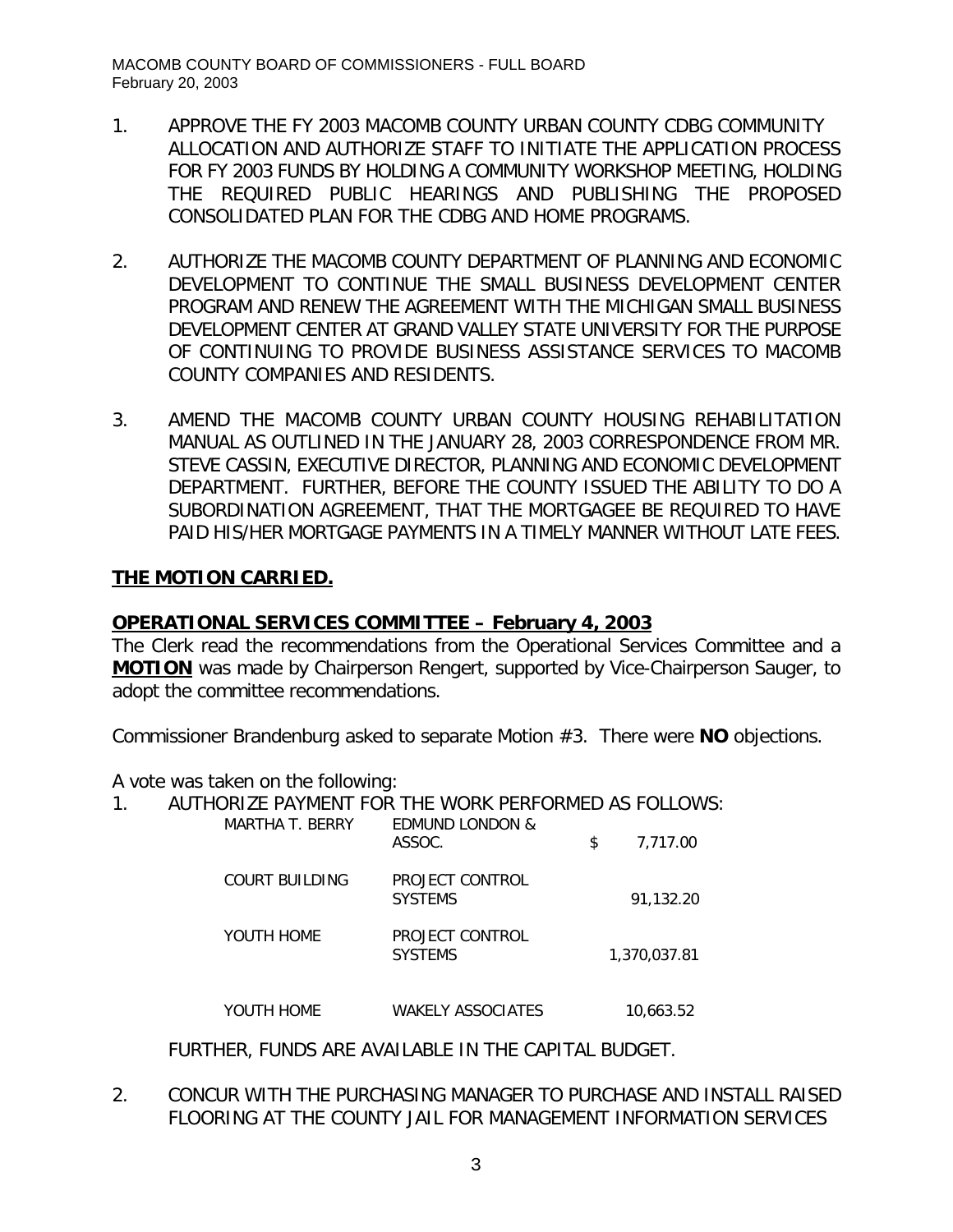1. APPROVE THE FY 2003 MACOMB COUNTY URBAN COUNTY CDBG COMMUNITY ALLOCATION AND AUTHORIZE STAFF TO INITIATE THE APPLICATION PROCESS FOR FY 2003 FUNDS BY HOLDING A COMMUNITY WORKSHOP MEETING, HOLDING THE REQUIRED PUBLIC HEARINGS AND PUBLISHING THE PROPOSED CONSOLIDATED PLAN FOR THE CDBG AND HOME PROGRAMS.

2. AUTHORIZE THE MACOMB COUNTY DEPARTMENT OF PLANNING AND ECONOMIC DEVELOPMENT TO CONTINUE THE SMALL BUSINESS DEVELOPMENT CENTER PROGRAM AND RENEW THE AGREEMENT WITH THE MICHIGAN SMALL BUSINESS DEVELOPMENT CENTER AT GRAND VALLEY STATE UNIVERSITY FOR THE PURPOSE OF CONTINUING TO PROVIDE BUSINESS ASSISTANCE SERVICES TO MACOMB COUNTY COMPANIES AND RESIDENTS.

3. AMEND THE MACOMB COUNTY URBAN COUNTY HOUSING REHABILITATION MANUAL AS OUTLINED IN THE JANUARY 28, 2003 CORRESPONDENCE FROM MR. STEVE CASSIN, EXECUTIVE DIRECTOR, PLANNING AND ECONOMIC DEVELOPMENT DEPARTMENT. FURTHER, BEFORE THE COUNTY ISSUED THE ABILITY TO DO A SUBORDINATION AGREEMENT, THAT THE MORTGAGEE BE REQUIRED TO HAVE PAID HIS/HER MORTGAGE PAYMENTS IN A TIMELY MANNER WITHOUT LATE FEES.

**THE MOTION CARRIED.**

**OPERATIONAL SERVICES COMMITTEE – February 4, 2003**

The Clerk read the recommendations from the Operational Services Committee and a **MOTION** was made by Chairperson Rengert, supported by Vice-Chairperson Sauger, to adopt the committee recommendations.

Commissioner Brandenburg asked to separate Motion #3. There were **NO** objections.

A vote was taken on the following:

1. AUTHORIZE PAYMENT FOR THE WORK PERFORMED AS FOLLOWS:

| | | |
|---|---|---|
| MARTHA T. BERRY | EDMUND LONDON & ASSOC. | $ 7,717.00 |
| COURT BUILDING | PROJECT CONTROL SYSTEMS | 91,132.20 |
| YOUTH HOME | PROJECT CONTROL SYSTEMS | 1,370,037.81 |
| YOUTH HOME | WAKELY ASSOCIATES | 10,663.52 |

   FURTHER, FUNDS ARE AVAILABLE IN THE CAPITAL BUDGET.

2. CONCUR WITH THE PURCHASING MANAGER TO PURCHASE AND INSTALL RAISED FLOORING AT THE COUNTY JAIL FOR MANAGEMENT INFORMATION SERVICES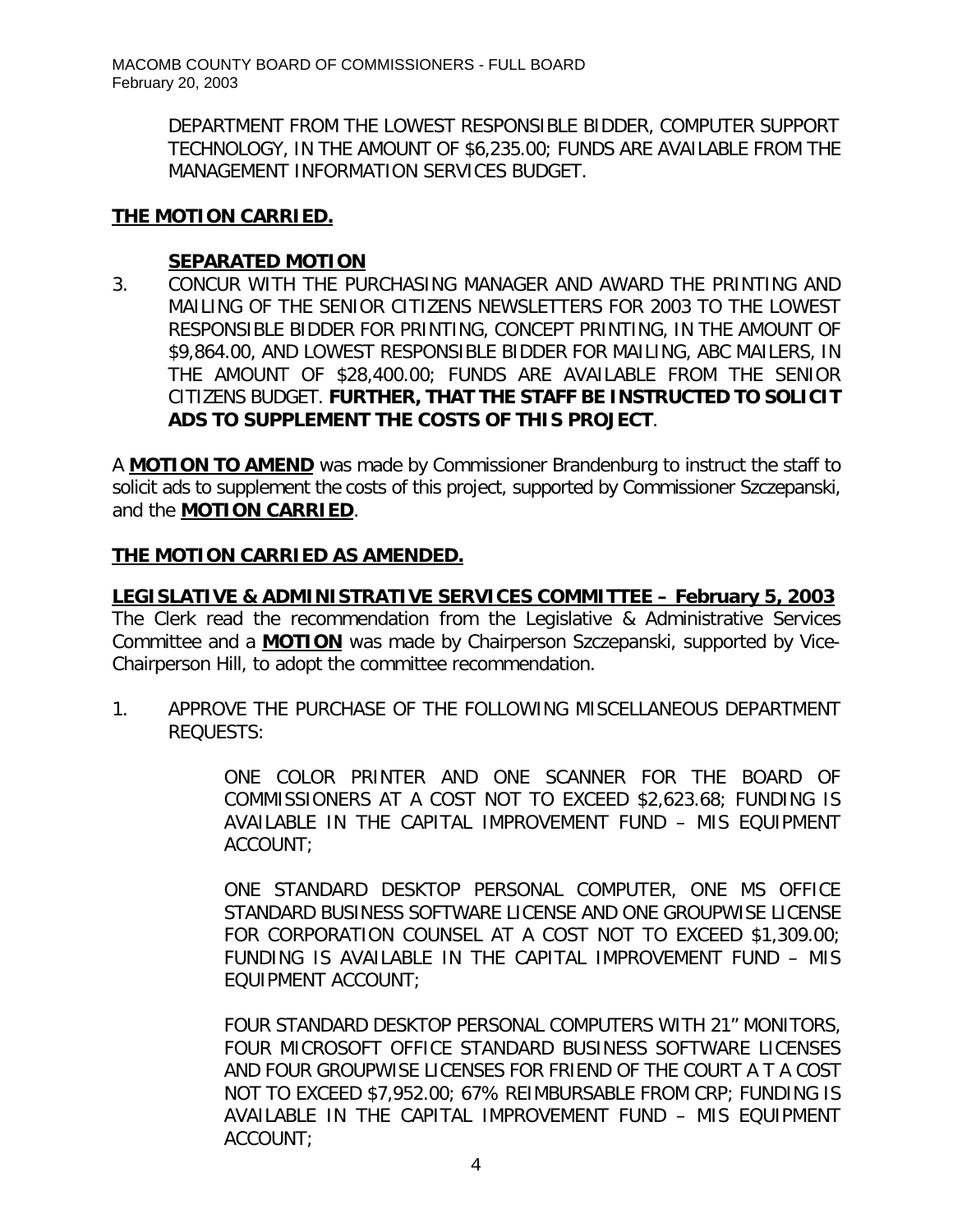DEPARTMENT FROM THE LOWEST RESPONSIBLE BIDDER, COMPUTER SUPPORT TECHNOLOGY, IN THE AMOUNT OF $6,235.00; FUNDS ARE AVAILABLE FROM THE MANAGEMENT INFORMATION SERVICES BUDGET.

**THE MOTION CARRIED.**

**SEPARATED MOTION**

3. CONCUR WITH THE PURCHASING MANAGER AND AWARD THE PRINTING AND MAILING OF THE SENIOR CITIZENS NEWSLETTERS FOR 2003 TO THE LOWEST RESPONSIBLE BIDDER FOR PRINTING, CONCEPT PRINTING, IN THE AMOUNT OF $9,864.00, AND LOWEST RESPONSIBLE BIDDER FOR MAILING, ABC MAILERS, IN THE AMOUNT OF $28,400.00; FUNDS ARE AVAILABLE FROM THE SENIOR CITIZENS BUDGET. **FURTHER, THAT THE STAFF BE INSTRUCTED TO SOLICIT ADS TO SUPPLEMENT THE COSTS OF THIS PROJECT**.

A **MOTION TO AMEND** was made by Commissioner Brandenburg to instruct the staff to solicit ads to supplement the costs of this project, supported by Commissioner Szczepanski, and the **MOTION CARRIED**.

**THE MOTION CARRIED AS AMENDED.**

**LEGISLATIVE & ADMINISTRATIVE SERVICES COMMITTEE – February 5, 2003**

The Clerk read the recommendation from the Legislative & Administrative Services Committee and a **MOTION** was made by Chairperson Szczepanski, supported by Vice-Chairperson Hill, to adopt the committee recommendation.

1. APPROVE THE PURCHASE OF THE FOLLOWING MISCELLANEOUS DEPARTMENT REQUESTS:

   ONE COLOR PRINTER AND ONE SCANNER FOR THE BOARD OF COMMISSIONERS AT A COST NOT TO EXCEED $2,623.68; FUNDING IS AVAILABLE IN THE CAPITAL IMPROVEMENT FUND – MIS EQUIPMENT ACCOUNT;

   ONE STANDARD DESKTOP PERSONAL COMPUTER, ONE MS OFFICE STANDARD BUSINESS SOFTWARE LICENSE AND ONE GROUPWISE LICENSE FOR CORPORATION COUNSEL AT A COST NOT TO EXCEED $1,309.00; FUNDING IS AVAILABLE IN THE CAPITAL IMPROVEMENT FUND – MIS EQUIPMENT ACCOUNT;

   FOUR STANDARD DESKTOP PERSONAL COMPUTERS WITH 21" MONITORS, FOUR MICROSOFT OFFICE STANDARD BUSINESS SOFTWARE LICENSES AND FOUR GROUPWISE LICENSES FOR FRIEND OF THE COURT A T A COST NOT TO EXCEED $7,952.00; 67% REIMBURSABLE FROM CRP; FUNDING IS AVAILABLE IN THE CAPITAL IMPROVEMENT FUND – MIS EQUIPMENT ACCOUNT;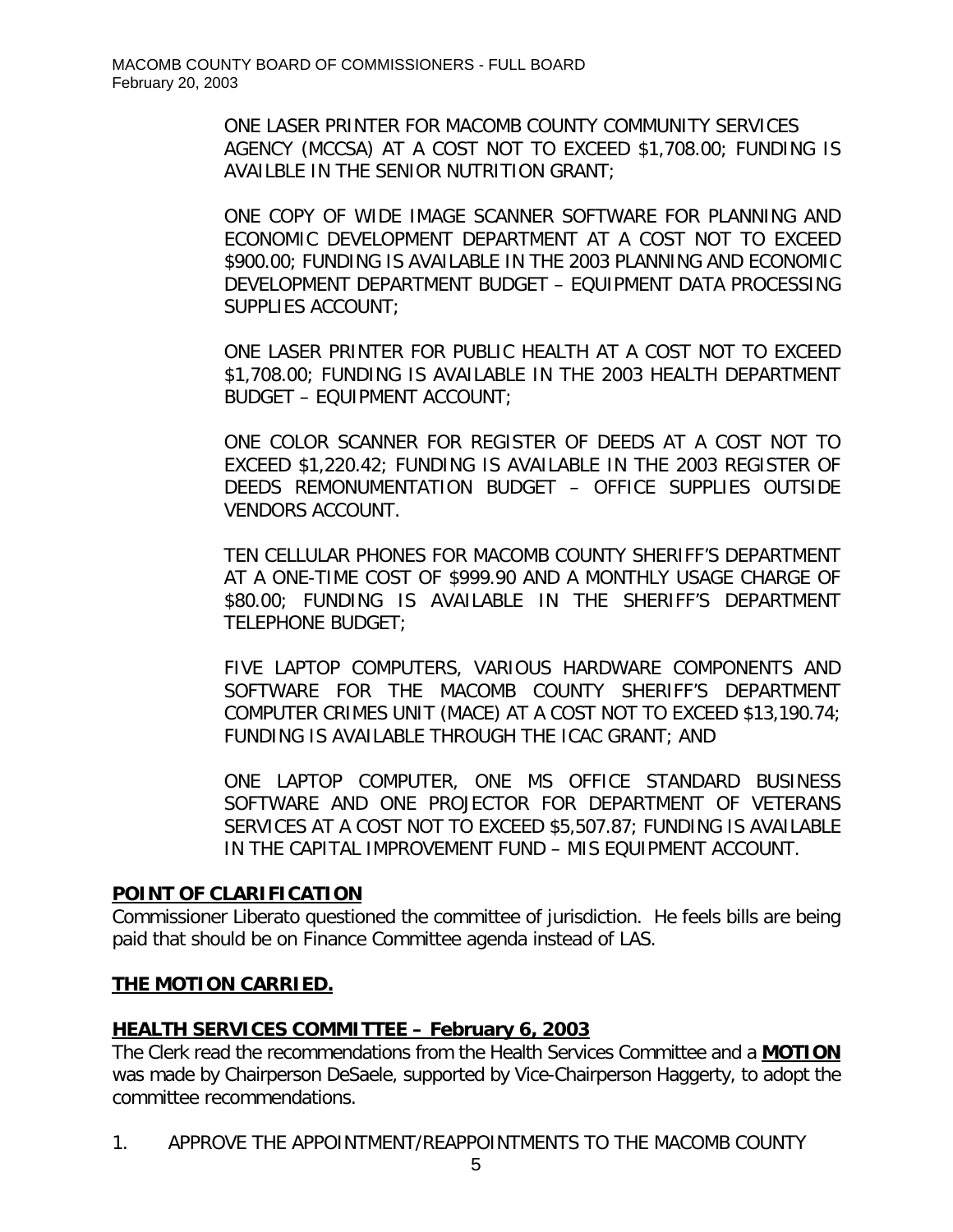ONE LASER PRINTER FOR MACOMB COUNTY COMMUNITY SERVICES AGENCY (MCCSA) AT A COST NOT TO EXCEED $1,708.00; FUNDING IS AVAILBLE IN THE SENIOR NUTRITION GRANT;

ONE COPY OF WIDE IMAGE SCANNER SOFTWARE FOR PLANNING AND ECONOMIC DEVELOPMENT DEPARTMENT AT A COST NOT TO EXCEED $900.00; FUNDING IS AVAILABLE IN THE 2003 PLANNING AND ECONOMIC DEVELOPMENT DEPARTMENT BUDGET – EQUIPMENT DATA PROCESSING SUPPLIES ACCOUNT;

ONE LASER PRINTER FOR PUBLIC HEALTH AT A COST NOT TO EXCEED $1,708.00; FUNDING IS AVAILABLE IN THE 2003 HEALTH DEPARTMENT BUDGET – EQUIPMENT ACCOUNT;

ONE COLOR SCANNER FOR REGISTER OF DEEDS AT A COST NOT TO EXCEED $1,220.42; FUNDING IS AVAILABLE IN THE 2003 REGISTER OF DEEDS REMONUMENTATION BUDGET – OFFICE SUPPLIES OUTSIDE VENDORS ACCOUNT.

TEN CELLULAR PHONES FOR MACOMB COUNTY SHERIFF'S DEPARTMENT AT A ONE-TIME COST OF $999.90 AND A MONTHLY USAGE CHARGE OF $80.00; FUNDING IS AVAILABLE IN THE SHERIFF'S DEPARTMENT TELEPHONE BUDGET;

FIVE LAPTOP COMPUTERS, VARIOUS HARDWARE COMPONENTS AND SOFTWARE FOR THE MACOMB COUNTY SHERIFF'S DEPARTMENT COMPUTER CRIMES UNIT (MACE) AT A COST NOT TO EXCEED $13,190.74; FUNDING IS AVAILABLE THROUGH THE ICAC GRANT; AND

ONE LAPTOP COMPUTER, ONE MS OFFICE STANDARD BUSINESS SOFTWARE AND ONE PROJECTOR FOR DEPARTMENT OF VETERANS SERVICES AT A COST NOT TO EXCEED $5,507.87; FUNDING IS AVAILABLE IN THE CAPITAL IMPROVEMENT FUND – MIS EQUIPMENT ACCOUNT.

**POINT OF CLARIFICATION**

Commissioner Liberato questioned the committee of jurisdiction. He feels bills are being paid that should be on Finance Committee agenda instead of LAS.

**THE MOTION CARRIED.**

**HEALTH SERVICES COMMITTEE – February 6, 2003**

The Clerk read the recommendations from the Health Services Committee and a **MOTION** was made by Chairperson DeSaele, supported by Vice-Chairperson Haggerty, to adopt the committee recommendations.

1. APPROVE THE APPOINTMENT/REAPPOINTMENTS TO THE MACOMB COUNTY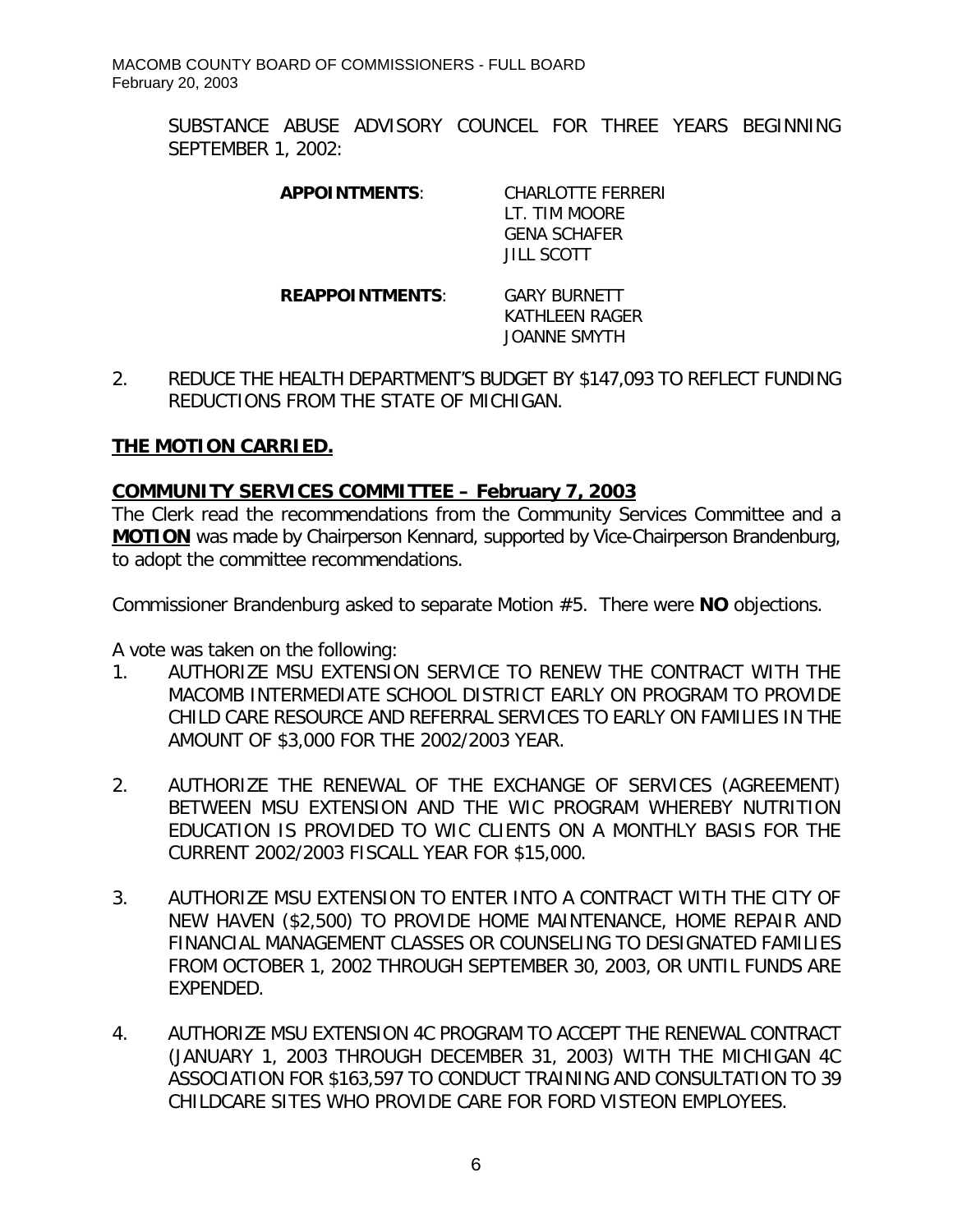SUBSTANCE ABUSE ADVISORY COUNCEL FOR THREE YEARS BEGINNING SEPTEMBER 1, 2002:

**APPOINTMENTS**: CHARLOTTE FERRERI
LT. TIM MOORE
GENA SCHAFER
JILL SCOTT

**REAPPOINTMENTS**: GARY BURNETT
KATHLEEN RAGER
JOANNE SMYTH

2. REDUCE THE HEALTH DEPARTMENT'S BUDGET BY $147,093 TO REFLECT FUNDING REDUCTIONS FROM THE STATE OF MICHIGAN.

**THE MOTION CARRIED.**

**COMMUNITY SERVICES COMMITTEE – February 7, 2003**

The Clerk read the recommendations from the Community Services Committee and a **MOTION** was made by Chairperson Kennard, supported by Vice-Chairperson Brandenburg, to adopt the committee recommendations.

Commissioner Brandenburg asked to separate Motion #5. There were **NO** objections.

A vote was taken on the following:

1. AUTHORIZE MSU EXTENSION SERVICE TO RENEW THE CONTRACT WITH THE MACOMB INTERMEDIATE SCHOOL DISTRICT EARLY ON PROGRAM TO PROVIDE CHILD CARE RESOURCE AND REFERRAL SERVICES TO EARLY ON FAMILIES IN THE AMOUNT OF $3,000 FOR THE 2002/2003 YEAR.

2. AUTHORIZE THE RENEWAL OF THE EXCHANGE OF SERVICES (AGREEMENT) BETWEEN MSU EXTENSION AND THE WIC PROGRAM WHEREBY NUTRITION EDUCATION IS PROVIDED TO WIC CLIENTS ON A MONTHLY BASIS FOR THE CURRENT 2002/2003 FISCALL YEAR FOR $15,000.

3. AUTHORIZE MSU EXTENSION TO ENTER INTO A CONTRACT WITH THE CITY OF NEW HAVEN ($2,500) TO PROVIDE HOME MAINTENANCE, HOME REPAIR AND FINANCIAL MANAGEMENT CLASSES OR COUNSELING TO DESIGNATED FAMILIES FROM OCTOBER 1, 2002 THROUGH SEPTEMBER 30, 2003, OR UNTIL FUNDS ARE EXPENDED.

4. AUTHORIZE MSU EXTENSION 4C PROGRAM TO ACCEPT THE RENEWAL CONTRACT (JANUARY 1, 2003 THROUGH DECEMBER 31, 2003) WITH THE MICHIGAN 4C ASSOCIATION FOR $163,597 TO CONDUCT TRAINING AND CONSULTATION TO 39 CHILDCARE SITES WHO PROVIDE CARE FOR FORD VISTEON EMPLOYEES.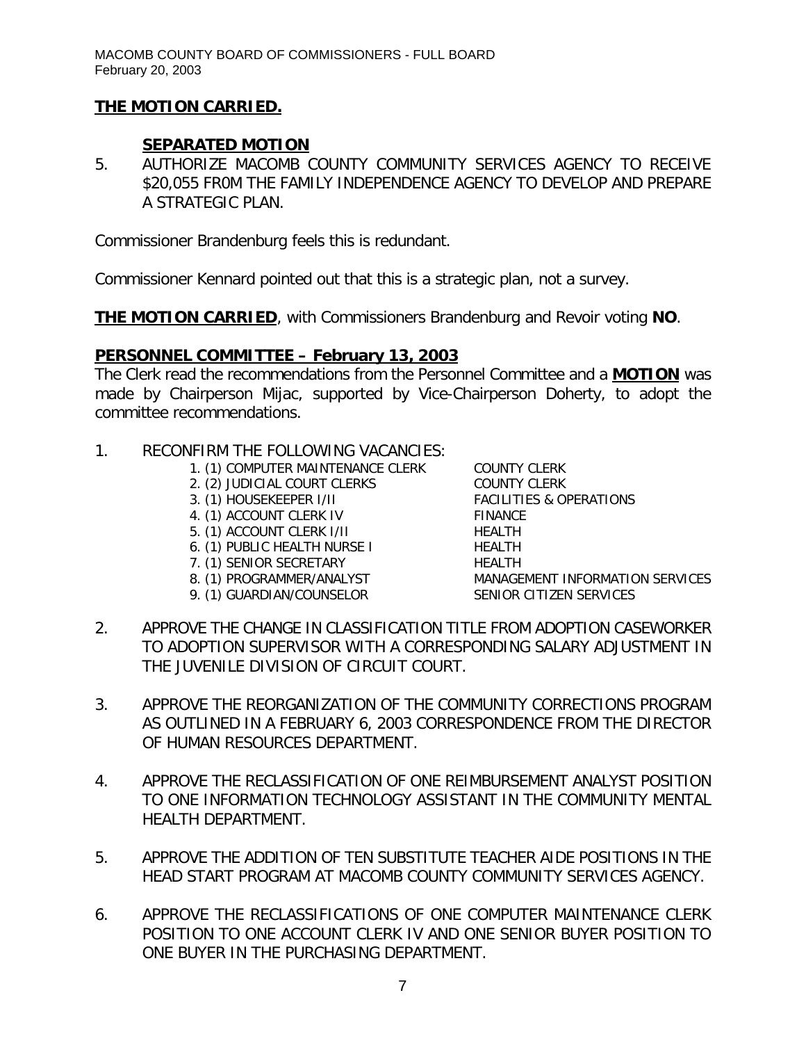**THE MOTION CARRIED.**

**SEPARATED MOTION**

5. AUTHORIZE MACOMB COUNTY COMMUNITY SERVICES AGENCY TO RECEIVE $20,055 FR0M THE FAMILY INDEPENDENCE AGENCY TO DEVELOP AND PREPARE A STRATEGIC PLAN.

Commissioner Brandenburg feels this is redundant.

Commissioner Kennard pointed out that this is a strategic plan, not a survey.

**THE MOTION CARRIED**, with Commissioners Brandenburg and Revoir voting **NO**.

**PERSONNEL COMMITTEE – February 13, 2003**

The Clerk read the recommendations from the Personnel Committee and a **MOTION** was made by Chairperson Mijac, supported by Vice-Chairperson Doherty, to adopt the committee recommendations.

1. RECONFIRM THE FOLLOWING VACANCIES:

| | |
|---|---|
| 1. (1) COMPUTER MAINTENANCE CLERK | COUNTY CLERK |
| 2. (2) JUDICIAL COURT CLERKS | COUNTY CLERK |
| 3. (1) HOUSEKEEPER I/II | FACILITIES & OPERATIONS |
| 4. (1) ACCOUNT CLERK IV | FINANCE |
| 5. (1) ACCOUNT CLERK I/II | HEALTH |
| 6. (1) PUBLIC HEALTH NURSE I | HEALTH |
| 7. (1) SENIOR SECRETARY | HEALTH |
| 8. (1) PROGRAMMER/ANALYST | MANAGEMENT INFORMATION SERVICES |
| 9. (1) GUARDIAN/COUNSELOR | SENIOR CITIZEN SERVICES |

2. APPROVE THE CHANGE IN CLASSIFICATION TITLE FROM ADOPTION CASEWORKER TO ADOPTION SUPERVISOR WITH A CORRESPONDING SALARY ADJUSTMENT IN THE JUVENILE DIVISION OF CIRCUIT COURT.

3. APPROVE THE REORGANIZATION OF THE COMMUNITY CORRECTIONS PROGRAM AS OUTLINED IN A FEBRUARY 6, 2003 CORRESPONDENCE FROM THE DIRECTOR OF HUMAN RESOURCES DEPARTMENT.

4. APPROVE THE RECLASSIFICATION OF ONE REIMBURSEMENT ANALYST POSITION TO ONE INFORMATION TECHNOLOGY ASSISTANT IN THE COMMUNITY MENTAL HEALTH DEPARTMENT.

5. APPROVE THE ADDITION OF TEN SUBSTITUTE TEACHER AIDE POSITIONS IN THE HEAD START PROGRAM AT MACOMB COUNTY COMMUNITY SERVICES AGENCY.

6. APPROVE THE RECLASSIFICATIONS OF ONE COMPUTER MAINTENANCE CLERK POSITION TO ONE ACCOUNT CLERK IV AND ONE SENIOR BUYER POSITION TO ONE BUYER IN THE PURCHASING DEPARTMENT.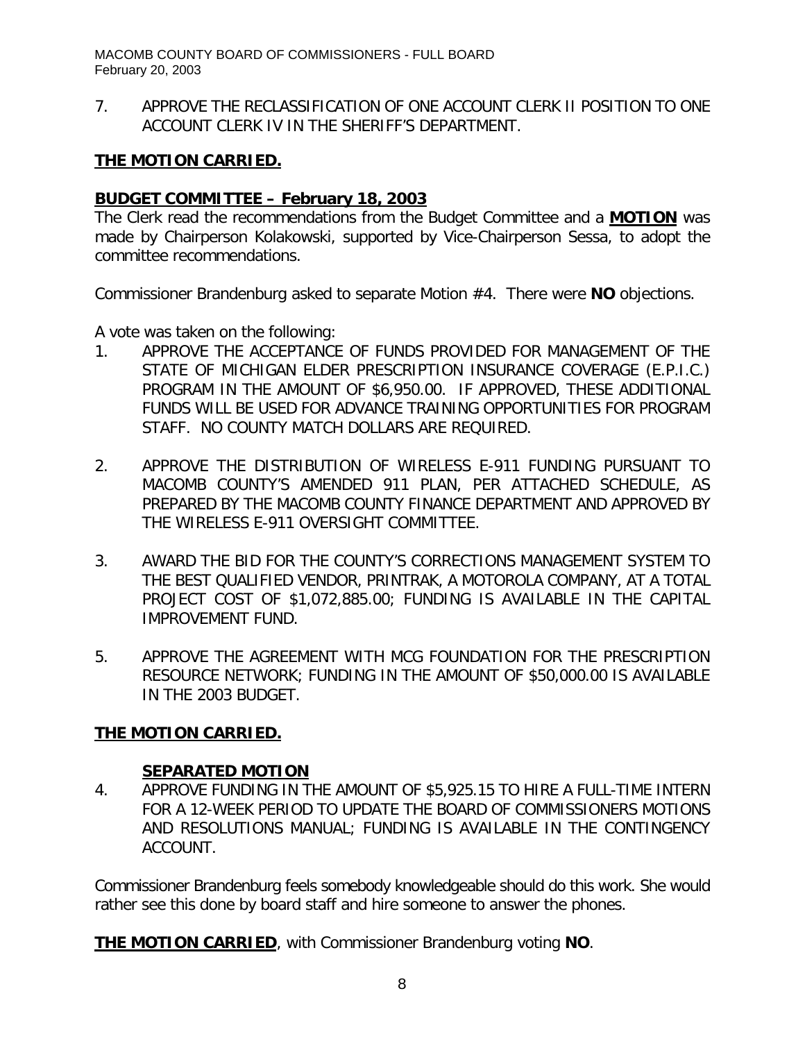7. APPROVE THE RECLASSIFICATION OF ONE ACCOUNT CLERK II POSITION TO ONE ACCOUNT CLERK IV IN THE SHERIFF'S DEPARTMENT.

**THE MOTION CARRIED.**

**BUDGET COMMITTEE – February 18, 2003**

The Clerk read the recommendations from the Budget Committee and a **MOTION** was made by Chairperson Kolakowski, supported by Vice-Chairperson Sessa, to adopt the committee recommendations.

Commissioner Brandenburg asked to separate Motion #4. There were **NO** objections.

A vote was taken on the following:

1. APPROVE THE ACCEPTANCE OF FUNDS PROVIDED FOR MANAGEMENT OF THE STATE OF MICHIGAN ELDER PRESCRIPTION INSURANCE COVERAGE (E.P.I.C.) PROGRAM IN THE AMOUNT OF $6,950.00. IF APPROVED, THESE ADDITIONAL FUNDS WILL BE USED FOR ADVANCE TRAINING OPPORTUNITIES FOR PROGRAM STAFF. NO COUNTY MATCH DOLLARS ARE REQUIRED.

2. APPROVE THE DISTRIBUTION OF WIRELESS E-911 FUNDING PURSUANT TO MACOMB COUNTY'S AMENDED 911 PLAN, PER ATTACHED SCHEDULE, AS PREPARED BY THE MACOMB COUNTY FINANCE DEPARTMENT AND APPROVED BY THE WIRELESS E-911 OVERSIGHT COMMITTEE.

3. AWARD THE BID FOR THE COUNTY'S CORRECTIONS MANAGEMENT SYSTEM TO THE BEST QUALIFIED VENDOR, PRINTRAK, A MOTOROLA COMPANY, AT A TOTAL PROJECT COST OF $1,072,885.00; FUNDING IS AVAILABLE IN THE CAPITAL IMPROVEMENT FUND.

5. APPROVE THE AGREEMENT WITH MCG FOUNDATION FOR THE PRESCRIPTION RESOURCE NETWORK; FUNDING IN THE AMOUNT OF $50,000.00 IS AVAILABLE IN THE 2003 BUDGET.

**THE MOTION CARRIED.**

**SEPARATED MOTION**

4. APPROVE FUNDING IN THE AMOUNT OF $5,925.15 TO HIRE A FULL-TIME INTERN FOR A 12-WEEK PERIOD TO UPDATE THE BOARD OF COMMISSIONERS MOTIONS AND RESOLUTIONS MANUAL; FUNDING IS AVAILABLE IN THE CONTINGENCY ACCOUNT.

Commissioner Brandenburg feels somebody knowledgeable should do this work. She would rather see this done by board staff and hire someone to answer the phones.

**THE MOTION CARRIED**, with Commissioner Brandenburg voting **NO**.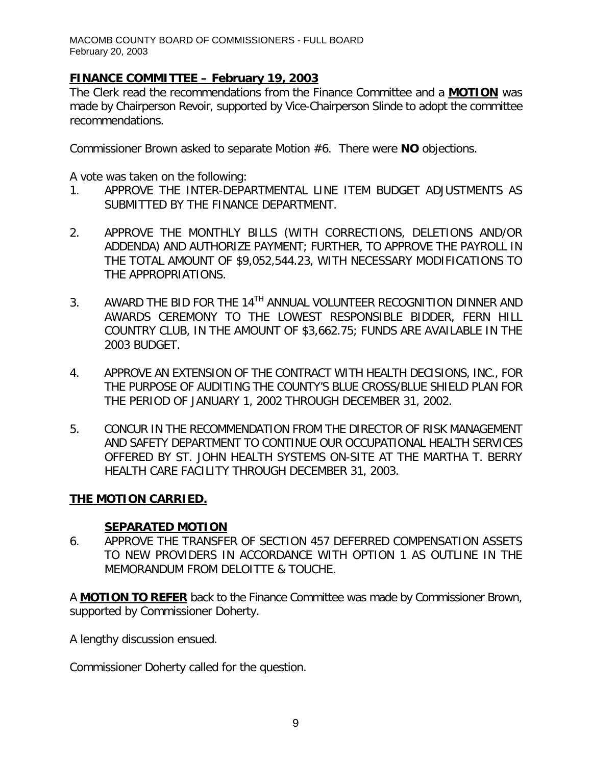## **FINANCE COMMITTEE – February 19, 2003**

The Clerk read the recommendations from the Finance Committee and a **MOTION** was made by Chairperson Revoir, supported by Vice-Chairperson Slinde to adopt the committee recommendations.

Commissioner Brown asked to separate Motion #6. There were **NO** objections.

A vote was taken on the following:

1. APPROVE THE INTER-DEPARTMENTAL LINE ITEM BUDGET ADJUSTMENTS AS SUBMITTED BY THE FINANCE DEPARTMENT.

2. APPROVE THE MONTHLY BILLS (WITH CORRECTIONS, DELETIONS AND/OR ADDENDA) AND AUTHORIZE PAYMENT; FURTHER, TO APPROVE THE PAYROLL IN THE TOTAL AMOUNT OF $9,052,544.23, WITH NECESSARY MODIFICATIONS TO THE APPROPRIATIONS.

3. AWARD THE BID FOR THE 14TH ANNUAL VOLUNTEER RECOGNITION DINNER AND AWARDS CEREMONY TO THE LOWEST RESPONSIBLE BIDDER, FERN HILL COUNTRY CLUB, IN THE AMOUNT OF $3,662.75; FUNDS ARE AVAILABLE IN THE 2003 BUDGET.

4. APPROVE AN EXTENSION OF THE CONTRACT WITH HEALTH DECISIONS, INC., FOR THE PURPOSE OF AUDITING THE COUNTY'S BLUE CROSS/BLUE SHIELD PLAN FOR THE PERIOD OF JANUARY 1, 2002 THROUGH DECEMBER 31, 2002.

5. CONCUR IN THE RECOMMENDATION FROM THE DIRECTOR OF RISK MANAGEMENT AND SAFETY DEPARTMENT TO CONTINUE OUR OCCUPATIONAL HEALTH SERVICES OFFERED BY ST. JOHN HEALTH SYSTEMS ON-SITE AT THE MARTHA T. BERRY HEALTH CARE FACILITY THROUGH DECEMBER 31, 2003.

**THE MOTION CARRIED.**

**SEPARATED MOTION**

6. APPROVE THE TRANSFER OF SECTION 457 DEFERRED COMPENSATION ASSETS TO NEW PROVIDERS IN ACCORDANCE WITH OPTION 1 AS OUTLINE IN THE MEMORANDUM FROM DELOITTE & TOUCHE.

A **MOTION TO REFER** back to the Finance Committee was made by Commissioner Brown, supported by Commissioner Doherty.

A lengthy discussion ensued.

Commissioner Doherty called for the question.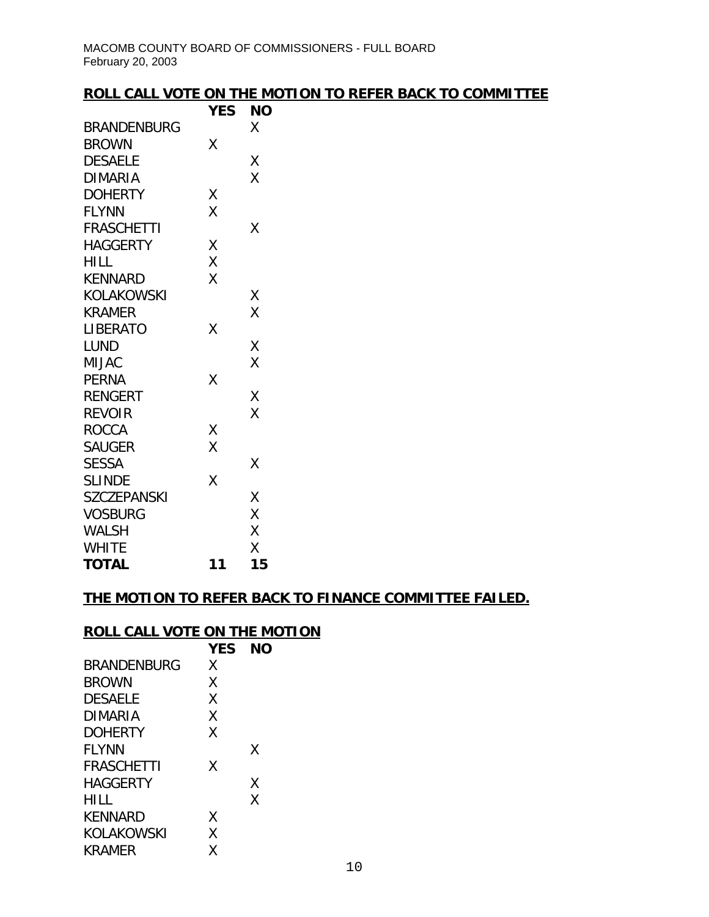**ROLL CALL VOTE ON THE MOTION TO REFER BACK TO COMMITTEE**

| | YES | NO |
|---|---|---|
| BRANDENBURG | | X |
| BROWN | X | |
| DESAELE | | X |
| DIMARIA | | X |
| DOHERTY | X | |
| FLYNN | X | |
| FRASCHETTI | | X |
| HAGGERTY | X | |
| HILL | X | |
| KENNARD | X | |
| KOLAKOWSKI | | X |
| KRAMER | | X |
| LIBERATO | X | |
| LUND | | X |
| MIJAC | | X |
| PERNA | X | |
| RENGERT | | X |
| REVOIR | | X |
| ROCCA | X | |
| SAUGER | X | |
| SESSA | | X |
| SLINDE | X | |
| SZCZEPANSKI | | X |
| VOSBURG | | X |
| WALSH | | X |
| WHITE | | X |
| **TOTAL** | **11** | **15** |

**THE MOTION TO REFER BACK TO FINANCE COMMITTEE FAILED.**

**ROLL CALL VOTE ON THE MOTION**

| | YES | NO |
|---|---|---|
| BRANDENBURG | X | |
| BROWN | X | |
| DESAELE | X | |
| DIMARIA | X | |
| DOHERTY | X | |
| FLYNN | | X |
| FRASCHETTI | X | |
| HAGGERTY | | X |
| HILL | | X |
| KENNARD | X | |
| KOLAKOWSKI | X | |
| KRAMER | X | |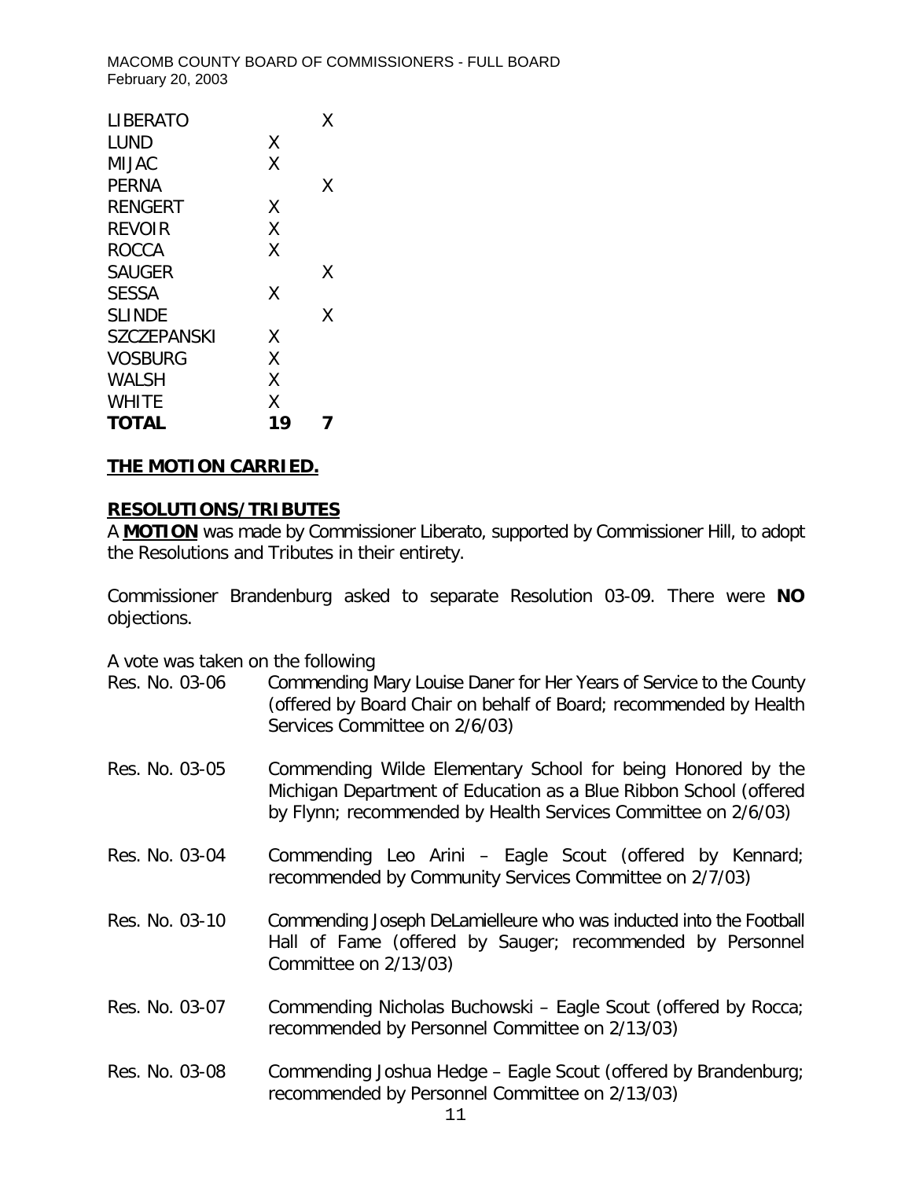| | | |
|---|---|---|
| LIBERATO | | X |
| LUND | X | |
| MIJAC | X | |
| PERNA | | X |
| RENGERT | X | |
| REVOIR | X | |
| ROCCA | X | |
| SAUGER | | X |
| SESSA | X | |
| SLINDE | | X |
| SZCZEPANSKI | X | |
| VOSBURG | X | |
| WALSH | X | |
| WHITE | X | |
| **TOTAL** | **19** | **7** |

**THE MOTION CARRIED.**

**RESOLUTIONS/TRIBUTES**

A **MOTION** was made by Commissioner Liberato, supported by Commissioner Hill, to adopt the Resolutions and Tributes in their entirety.

Commissioner Brandenburg asked to separate Resolution 03-09. There were **NO** objections.

A vote was taken on the following

Res. No. 03-06 Commending Mary Louise Daner for Her Years of Service to the County (offered by Board Chair on behalf of Board; recommended by Health Services Committee on 2/6/03)

Res. No. 03-05 Commending Wilde Elementary School for being Honored by the Michigan Department of Education as a Blue Ribbon School (offered by Flynn; recommended by Health Services Committee on 2/6/03)

Res. No. 03-04 Commending Leo Arini – Eagle Scout (offered by Kennard; recommended by Community Services Committee on 2/7/03)

Res. No. 03-10 Commending Joseph DeLamielleure who was inducted into the Football Hall of Fame (offered by Sauger; recommended by Personnel Committee on 2/13/03)

Res. No. 03-07 Commending Nicholas Buchowski – Eagle Scout (offered by Rocca; recommended by Personnel Committee on 2/13/03)

Res. No. 03-08 Commending Joshua Hedge – Eagle Scout (offered by Brandenburg; recommended by Personnel Committee on 2/13/03)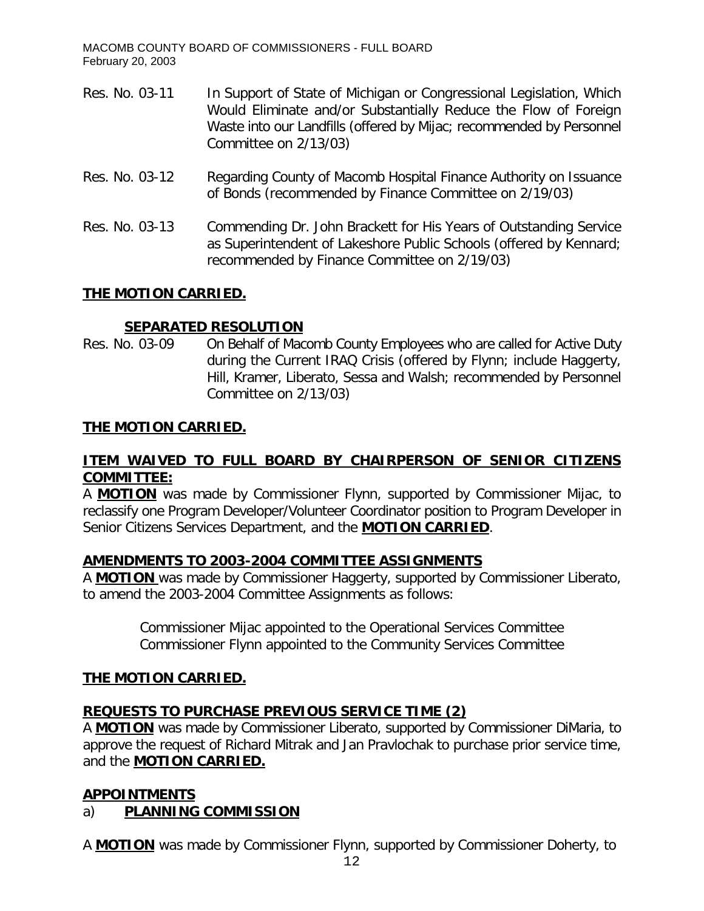Res. No. 03-11 In Support of State of Michigan or Congressional Legislation, Which Would Eliminate and/or Substantially Reduce the Flow of Foreign Waste into our Landfills (offered by Mijac; recommended by Personnel Committee on 2/13/03)

Res. No. 03-12 Regarding County of Macomb Hospital Finance Authority on Issuance of Bonds (recommended by Finance Committee on 2/19/03)

Res. No. 03-13 Commending Dr. John Brackett for His Years of Outstanding Service as Superintendent of Lakeshore Public Schools (offered by Kennard; recommended by Finance Committee on 2/19/03)

**THE MOTION CARRIED.**

**SEPARATED RESOLUTION**

Res. No. 03-09 On Behalf of Macomb County Employees who are called for Active Duty during the Current IRAQ Crisis (offered by Flynn; include Haggerty, Hill, Kramer, Liberato, Sessa and Walsh; recommended by Personnel Committee on 2/13/03)

**THE MOTION CARRIED.**

**ITEM WAIVED TO FULL BOARD BY CHAIRPERSON OF SENIOR CITIZENS COMMITTEE:**

A **MOTION** was made by Commissioner Flynn, supported by Commissioner Mijac, to reclassify one Program Developer/Volunteer Coordinator position to Program Developer in Senior Citizens Services Department, and the **MOTION CARRIED**.

**AMENDMENTS TO 2003-2004 COMMITTEE ASSIGNMENTS**

A **MOTION** was made by Commissioner Haggerty, supported by Commissioner Liberato, to amend the 2003-2004 Committee Assignments as follows:

Commissioner Mijac appointed to the Operational Services Committee
Commissioner Flynn appointed to the Community Services Committee

**THE MOTION CARRIED.**

**REQUESTS TO PURCHASE PREVIOUS SERVICE TIME (2)**

A **MOTION** was made by Commissioner Liberato, supported by Commissioner DiMaria, to approve the request of Richard Mitrak and Jan Pravlochak to purchase prior service time, and the **MOTION CARRIED.**

**APPOINTMENTS**

a) **PLANNING COMMISSION**

A **MOTION** was made by Commissioner Flynn, supported by Commissioner Doherty, to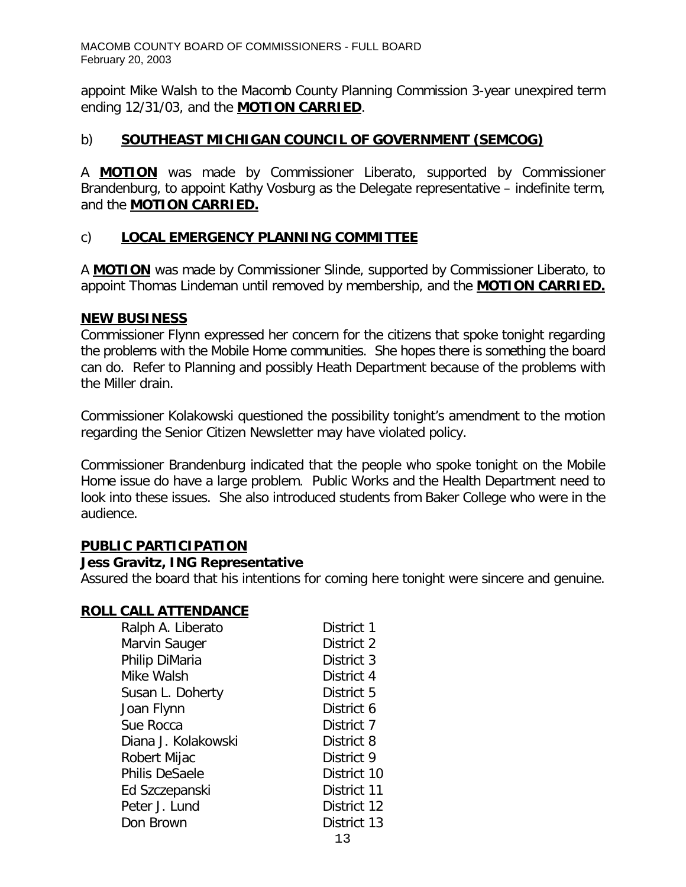appoint Mike Walsh to the Macomb County Planning Commission 3-year unexpired term ending 12/31/03, and the **MOTION CARRIED**.

b) **SOUTHEAST MICHIGAN COUNCIL OF GOVERNMENT (SEMCOG)**

A **MOTION** was made by Commissioner Liberato, supported by Commissioner Brandenburg, to appoint Kathy Vosburg as the Delegate representative – indefinite term, and the **MOTION CARRIED.**

c) **LOCAL EMERGENCY PLANNING COMMITTEE**

A **MOTION** was made by Commissioner Slinde, supported by Commissioner Liberato, to appoint Thomas Lindeman until removed by membership, and the **MOTION CARRIED.**

**NEW BUSINESS**

Commissioner Flynn expressed her concern for the citizens that spoke tonight regarding the problems with the Mobile Home communities. She hopes there is something the board can do. Refer to Planning and possibly Heath Department because of the problems with the Miller drain.

Commissioner Kolakowski questioned the possibility tonight's amendment to the motion regarding the Senior Citizen Newsletter may have violated policy.

Commissioner Brandenburg indicated that the people who spoke tonight on the Mobile Home issue do have a large problem. Public Works and the Health Department need to look into these issues. She also introduced students from Baker College who were in the audience.

**PUBLIC PARTICIPATION**

**Jess Gravitz, ING Representative**

Assured the board that his intentions for coming here tonight were sincere and genuine.

**ROLL CALL ATTENDANCE**

| | |
|---|---|
| Ralph A. Liberato | District 1 |
| Marvin Sauger | District 2 |
| Philip DiMaria | District 3 |
| Mike Walsh | District 4 |
| Susan L. Doherty | District 5 |
| Joan Flynn | District 6 |
| Sue Rocca | District 7 |
| Diana J. Kolakowski | District 8 |
| Robert Mijac | District 9 |
| Philis DeSaele | District 10 |
| Ed Szczepanski | District 11 |
| Peter J. Lund | District 12 |
| Don Brown | District 13 |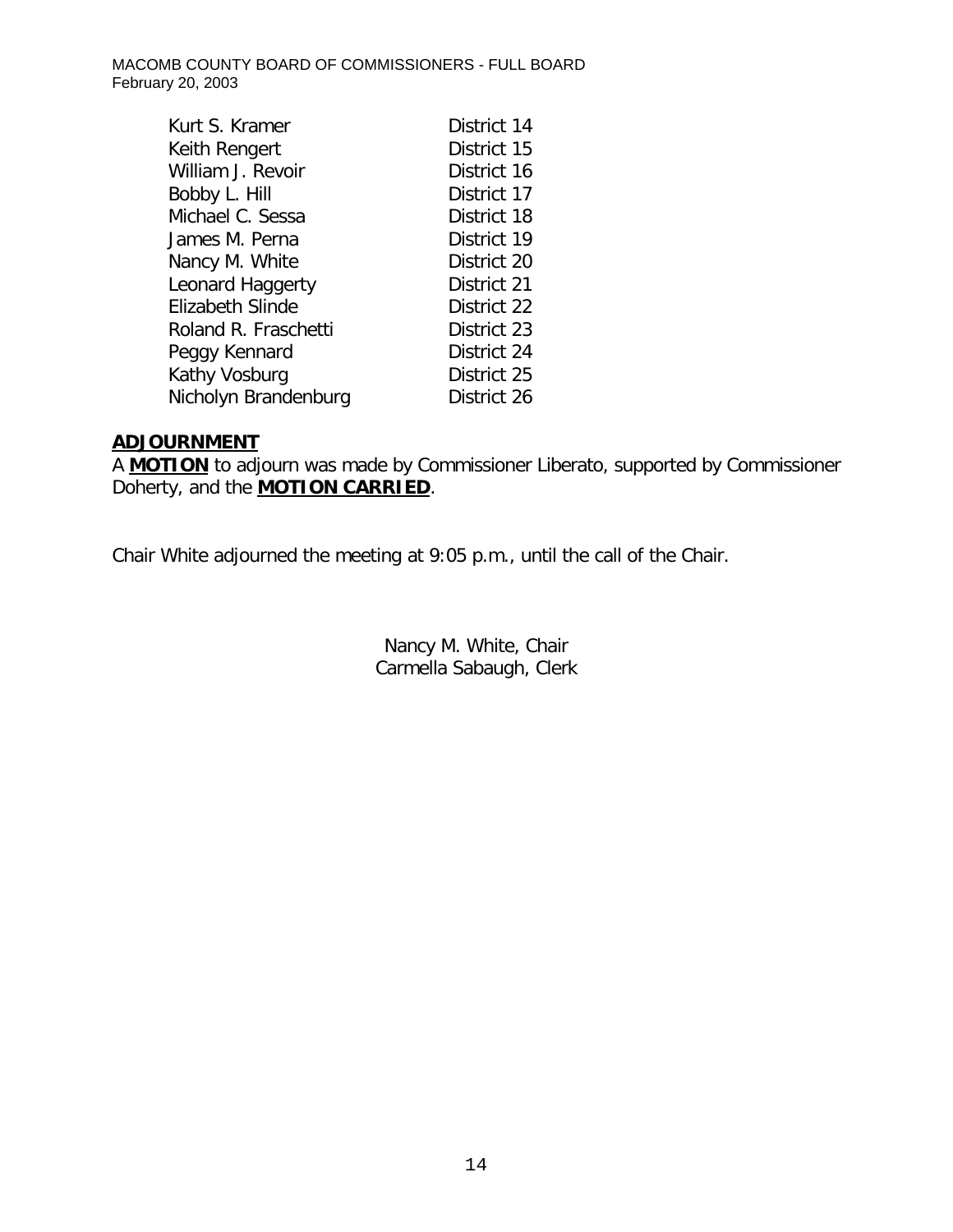| | |
|---|---|
| Kurt S. Kramer | District 14 |
| Keith Rengert | District 15 |
| William J. Revoir | District 16 |
| Bobby L. Hill | District 17 |
| Michael C. Sessa | District 18 |
| James M. Perna | District 19 |
| Nancy M. White | District 20 |
| Leonard Haggerty | District 21 |
| Elizabeth Slinde | District 22 |
| Roland R. Fraschetti | District 23 |
| Peggy Kennard | District 24 |
| Kathy Vosburg | District 25 |
| Nicholyn Brandenburg | District 26 |

## ADJOURNMENT

A **MOTION** to adjourn was made by Commissioner Liberato, supported by Commissioner Doherty, and the **MOTION CARRIED**.

Chair White adjourned the meeting at 9:05 p.m., until the call of the Chair.

Nancy M. White, Chair
Carmella Sabaugh, Clerk